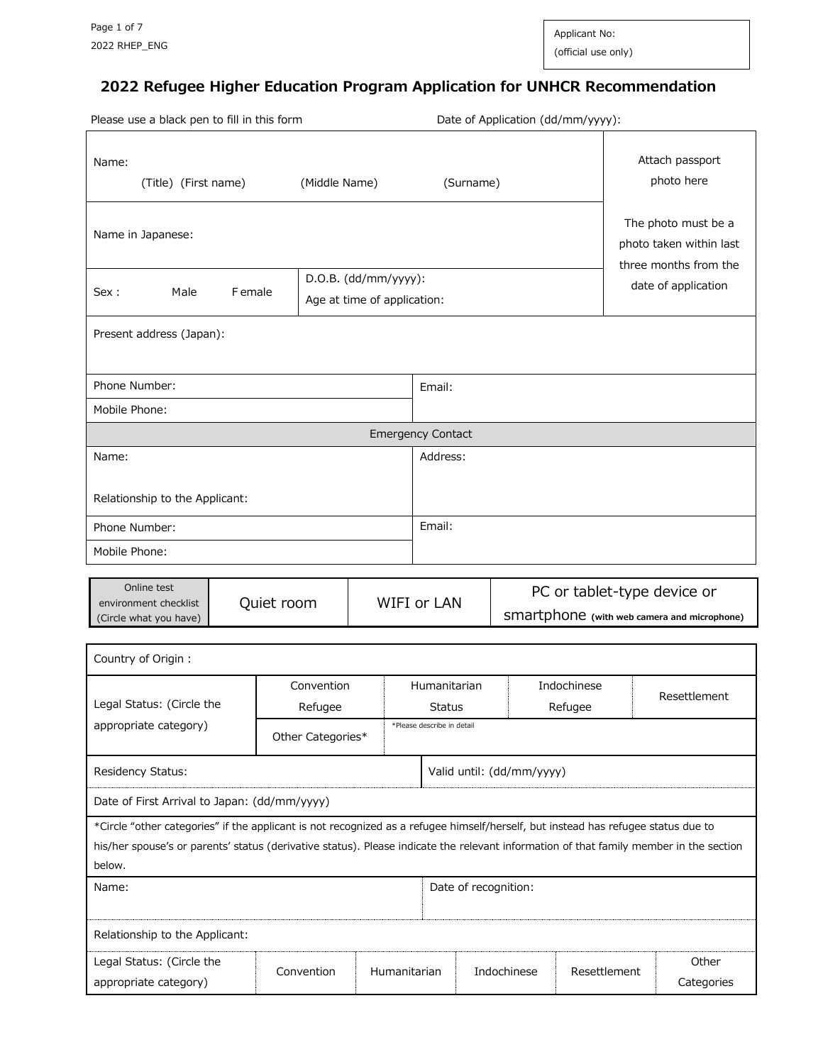Applicant No:
(official use only)

# 2022 Refugee Higher Education Program Application for UNHCR Recommendation

Please use a black pen to fill in this form

Date of Application (dd/mm/yyyy):

| Name: (Title) (First name) (Middle Name) (Surname) | | Attach passport photo here. The photo must be a photo taken within last three months from the date of application |
|---|---|---|
| Name in Japanese: | | |
| Sex : Male Female | D.O.B. (dd/mm/yyyy): Age at time of application: | |
| Present address (Japan): | | |

| Phone Number: | Email: |
|---|---|
| Mobile Phone: | |
| **Emergency Contact** | |
| Name: Relationship to the Applicant: | Address: |
| Phone Number: | Email: |
| Mobile Phone: | |

| Online test environment checklist (Circle what you have) | Quiet room | WIFI or LAN | PC or tablet-type device or smartphone (with web camera and microphone) |
|---|---|---|---|

| Country of Origin : | | | | |
|---|---|---|---|---|
| Legal Status: (Circle the appropriate category) | Convention Refugee | Humanitarian Status | Indochinese Refugee | Resettlement |
| | Other Categories* | *Please describe in detail | | |
| Residency Status: | | Valid until: (dd/mm/yyyy) | | |
| Date of First Arrival to Japan: (dd/mm/yyyy) | | | | |

*Circle "other categories" if the applicant is not recognized as a refugee himself/herself, but instead has refugee status due to his/her spouse's or parents' status (derivative status). Please indicate the relevant information of that family member in the section below.

| Name: | | | | Date of recognition: | |
|---|---|---|---|---|---|
| Relationship to the Applicant: | | | | | |
| Legal Status: (Circle the appropriate category) | Convention | Humanitarian | Indochinese | Resettlement | Other Categories |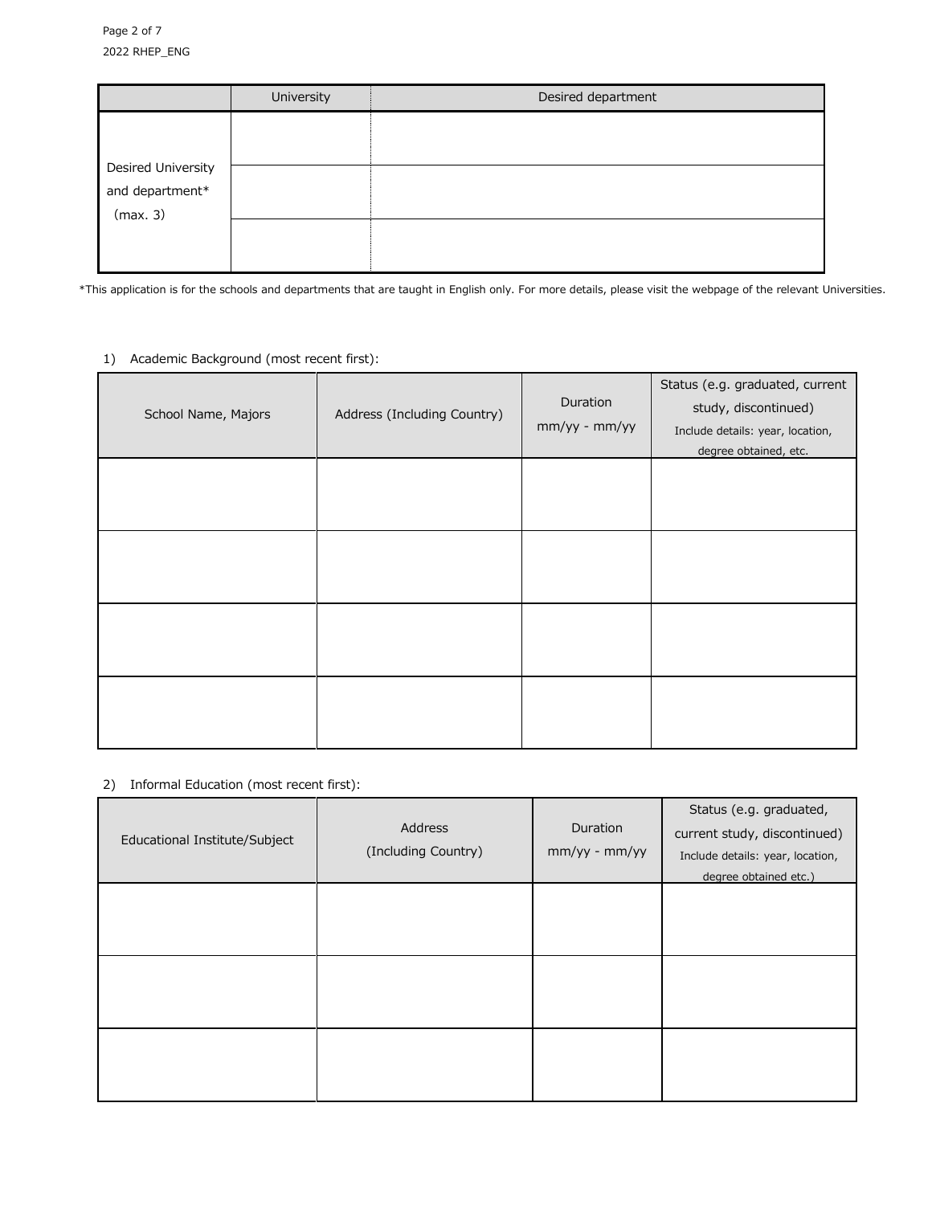| | University | Desired department |
| --- | --- | --- |
| Desired University and department* (max. 3) | | |
| | | |
| | | |

*This application is for the schools and departments that are taught in English only. For more details, please visit the webpage of the relevant Universities.

1) Academic Background (most recent first):

| School Name, Majors | Address (Including Country) | Duration mm/yy - mm/yy | Status (e.g. graduated, current study, discontinued) Include details: year, location, degree obtained, etc. |
| --- | --- | --- | --- |
| | | | |
| | | | |
| | | | |
| | | | |

2) Informal Education (most recent first):

| Educational Institute/Subject | Address (Including Country) | Duration mm/yy - mm/yy | Status (e.g. graduated, current study, discontinued) Include details: year, location, degree obtained etc.) |
| --- | --- | --- | --- |
| | | | |
| | | | |
| | | | |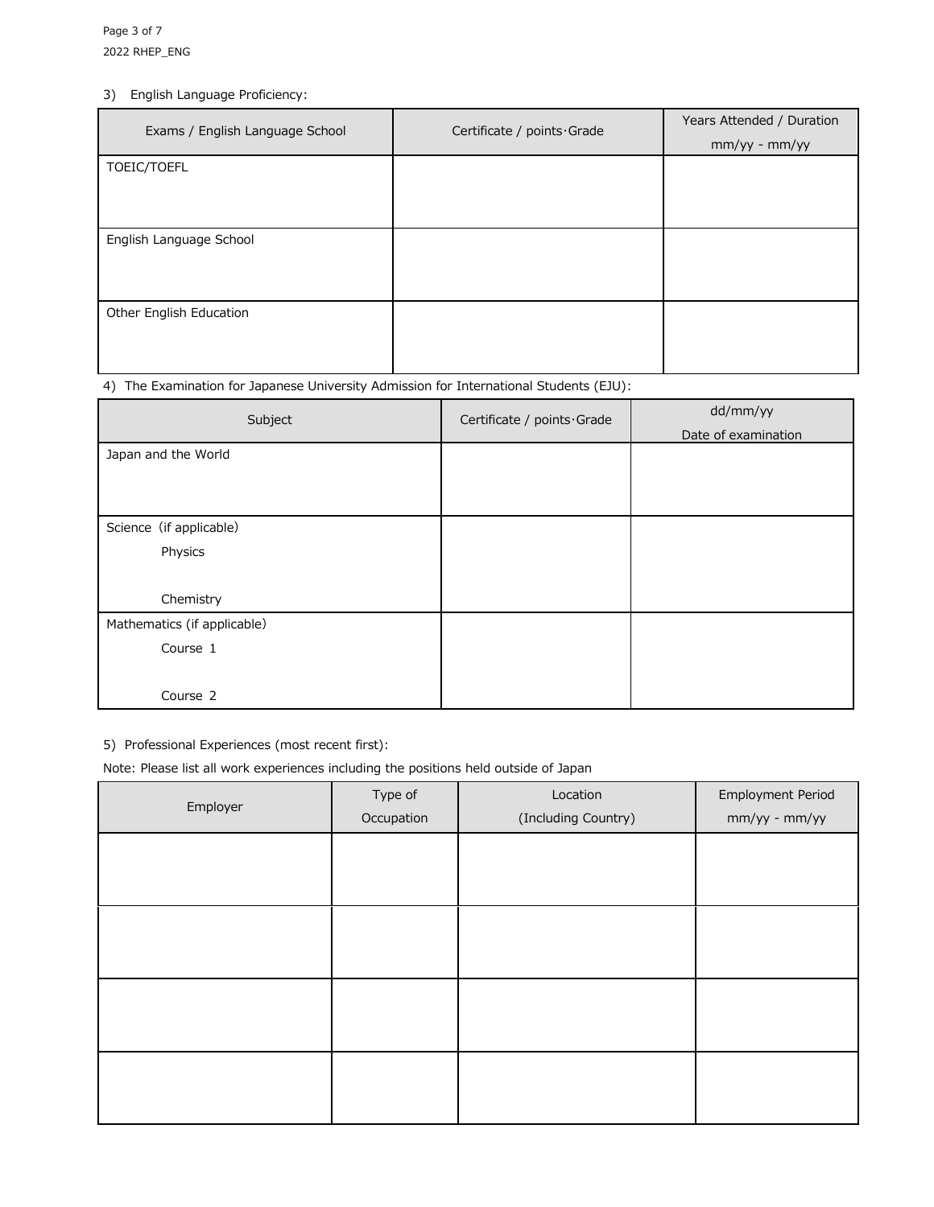3) English Language Proficiency:

| Exams / English Language School | Certificate / points·Grade | Years Attended / Duration mm/yy - mm/yy |
| --- | --- | --- |
| TOEIC/TOEFL | | |
| English Language School | | |
| Other English Education | | |

4) The Examination for Japanese University Admission for International Students (EJU):

| Subject | Certificate / points·Grade | dd/mm/yy Date of examination |
| --- | --- | --- |
| Japan and the World | | |
| Science (if applicable)<br>Physics<br>Chemistry | | |
| Mathematics (if applicable)<br>Course 1<br>Course 2 | | |

5) Professional Experiences (most recent first):

Note: Please list all work experiences including the positions held outside of Japan

| Employer | Type of Occupation | Location (Including Country) | Employment Period mm/yy - mm/yy |
| --- | --- | --- | --- |
| | | | |
| | | | |
| | | | |
| | | | |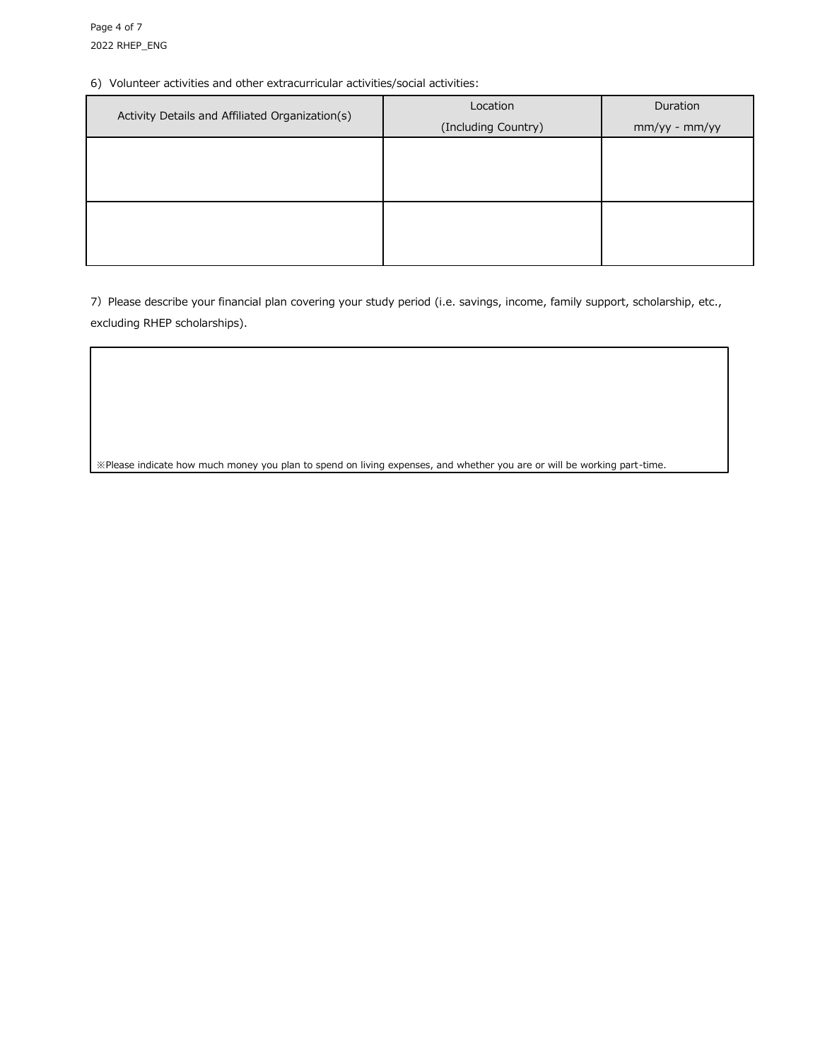6) Volunteer activities and other extracurricular activities/social activities:

| Activity Details and Affiliated Organization(s) | Location (Including Country) | Duration mm/yy - mm/yy |
| --- | --- | --- |
| | | |
| | | |

7) Please describe your financial plan covering your study period (i.e. savings, income, family support, scholarship, etc., excluding RHEP scholarships).

| |
| --- |
| ※Please indicate how much money you plan to spend on living expenses, and whether you are or will be working part-time. |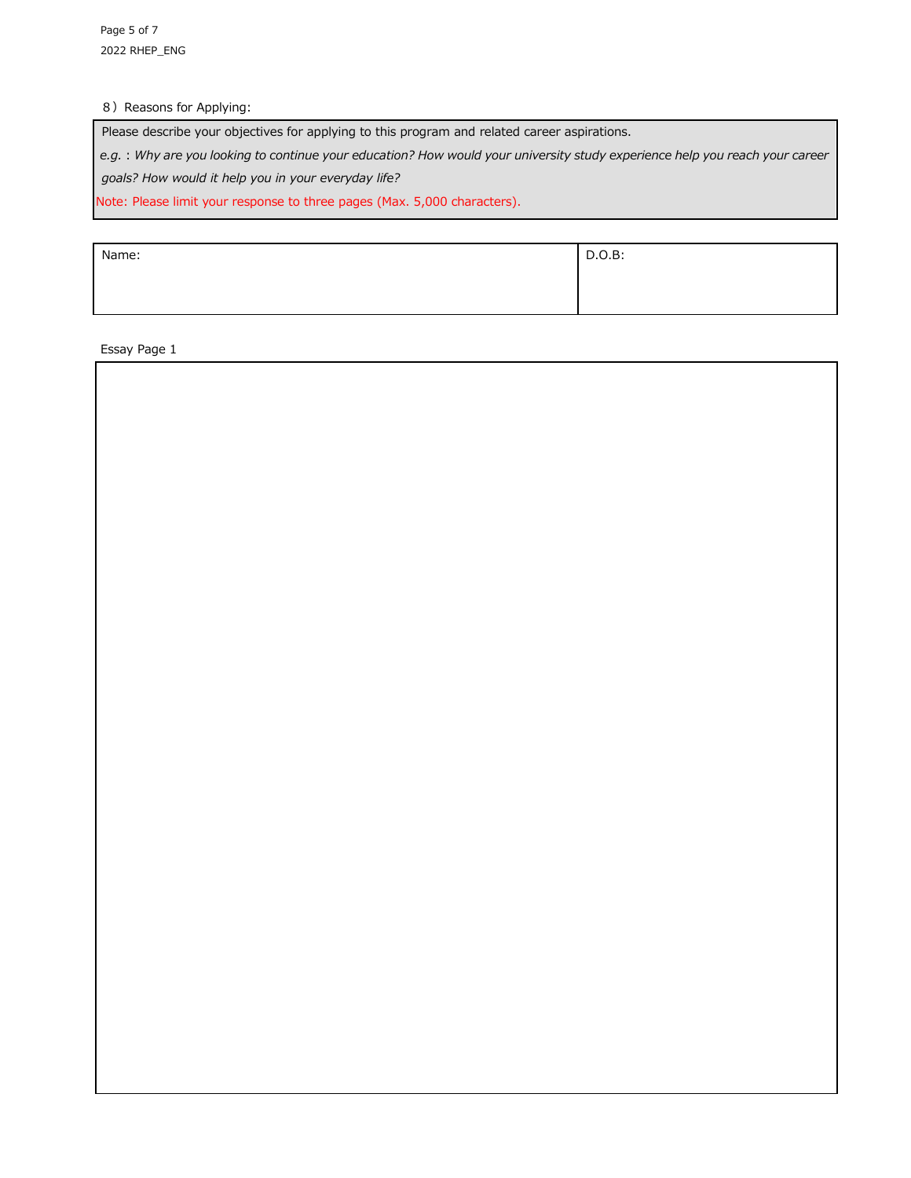8）Reasons for Applying:

| Please describe your objectives for applying to this program and related career aspirations.<br>*e.g.* : *Why are you looking to continue your education? How would your university study experience help you reach your career goals? How would it help you in your everyday life?*<br>Note: Please limit your response to three pages (Max. 5,000 characters). |
| --- |

| Name: | D.O.B: |
| --- | --- |
| | |

Essay Page 1

| |
| --- |
| |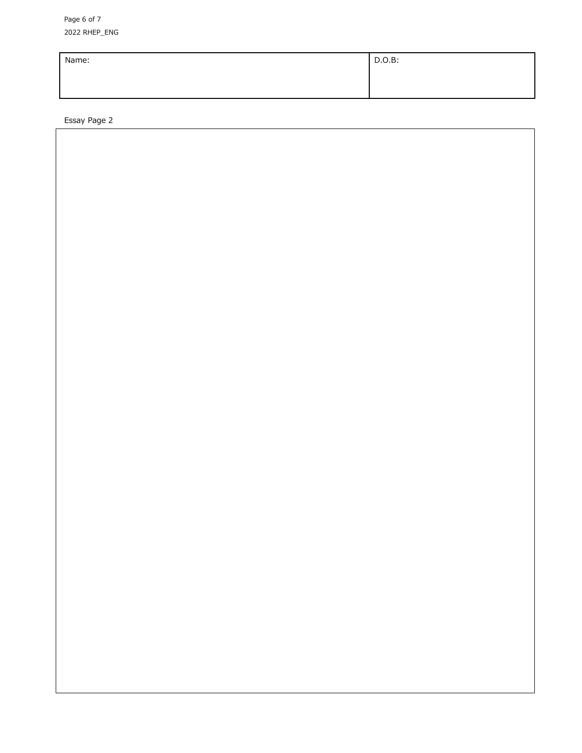| Name: | D.O.B: |
| --- | --- |
| | |

Essay Page 2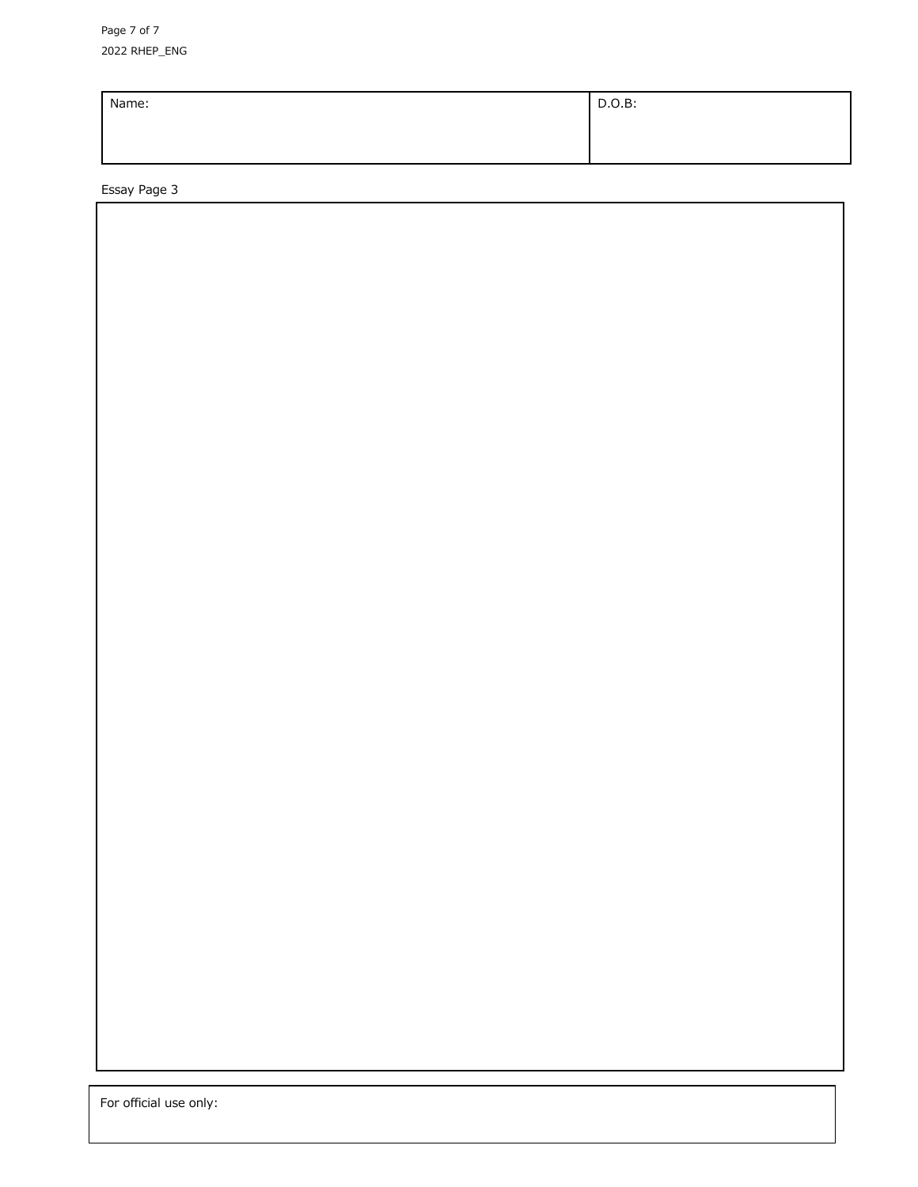| Name: | D.O.B: |
| --- | --- |
| | |

Essay Page 3

| |
| --- |
| |

| For official use only: |
| --- |
| |